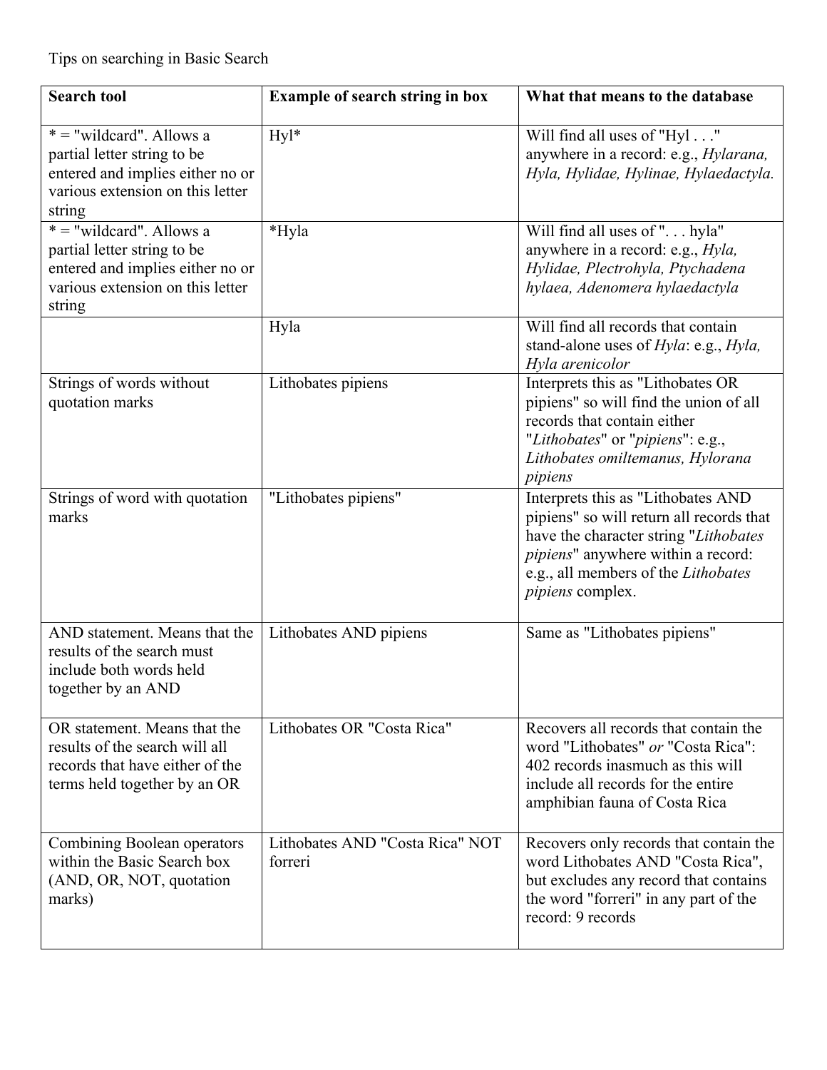Tips on searching in Basic Search

| **Search tool** | **Example of search string in box** | **What that means to the database** |
| --- | --- | --- |
| * = "wildcard". Allows a partial letter string to be entered and implies either no or various extension on this letter string | Hyl* | Will find all uses of "Hyl . . ." anywhere in a record: e.g., *Hylarana, Hyla, Hylidae, Hylinae, Hylaedactyla.* |
| * = "wildcard". Allows a partial letter string to be entered and implies either no or various extension on this letter string | *Hyla | Will find all uses of ". . . hyla" anywhere in a record: e.g., *Hyla, Hylidae, Plectrohyla, Ptychadena hylaea, Adenomera hylaedactyla* |
| | Hyla | Will find all records that contain stand-alone uses of *Hyla*: e.g., *Hyla, Hyla arenicolor* |
| Strings of words without quotation marks | Lithobates pipiens | Interprets this as "Lithobates OR pipiens" so will find the union of all records that contain either "*Lithobates*" or "*pipiens*": e.g., *Lithobates omiltemanus, Hylorana pipiens* |
| Strings of word with quotation marks | "Lithobates pipiens" | Interprets this as "Lithobates AND pipiens" so will return all records that have the character string "*Lithobates pipiens*" anywhere within a record: e.g., all members of the *Lithobates pipiens* complex. |
| AND statement. Means that the results of the search must include both words held together by an AND | Lithobates AND pipiens | Same as "Lithobates pipiens" |
| OR statement. Means that the results of the search will all records that have either of the terms held together by an OR | Lithobates OR "Costa Rica" | Recovers all records that contain the word "Lithobates" *or* "Costa Rica": 402 records inasmuch as this will include all records for the entire amphibian fauna of Costa Rica |
| Combining Boolean operators within the Basic Search box (AND, OR, NOT, quotation marks) | Lithobates AND "Costa Rica" NOT forreri | Recovers only records that contain the word Lithobates AND "Costa Rica", but excludes any record that contains the word "forreri" in any part of the record: 9 records |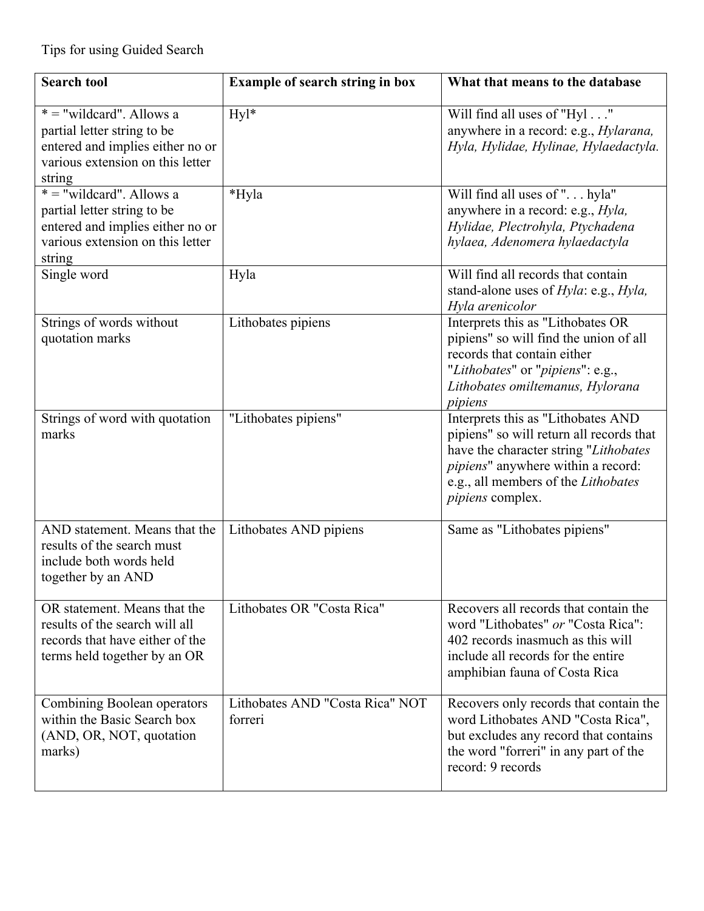Tips for using Guided Search

| Search tool | Example of search string in box | What that means to the database |
|---|---|---|
| * = "wildcard". Allows a partial letter string to be entered and implies either no or various extension on this letter string | Hyl* | Will find all uses of "Hyl . . ." anywhere in a record: e.g., *Hylarana, Hyla, Hylidae, Hylinae, Hylaedactyla.* |
| * = "wildcard". Allows a partial letter string to be entered and implies either no or various extension on this letter string | *Hyla | Will find all uses of ". . . hyla" anywhere in a record: e.g., *Hyla, Hylidae, Plectrohyla, Ptychadena hylaea, Adenomera hylaedactyla* |
| Single word | Hyla | Will find all records that contain stand-alone uses of *Hyla*: e.g., *Hyla, Hyla arenicolor* |
| Strings of words without quotation marks | Lithobates pipiens | Interprets this as "Lithobates OR pipiens" so will find the union of all records that contain either "*Lithobates*" or "*pipiens*": e.g., *Lithobates omiltemanus, Hylorana pipiens* |
| Strings of word with quotation marks | "Lithobates pipiens" | Interprets this as "Lithobates AND pipiens" so will return all records that have the character string "*Lithobates pipiens*" anywhere within a record: e.g., all members of the *Lithobates pipiens* complex. |
| AND statement. Means that the results of the search must include both words held together by an AND | Lithobates AND pipiens | Same as "Lithobates pipiens" |
| OR statement. Means that the results of the search will all records that have either of the terms held together by an OR | Lithobates OR "Costa Rica" | Recovers all records that contain the word "Lithobates" *or* "Costa Rica": 402 records inasmuch as this will include all records for the entire amphibian fauna of Costa Rica |
| Combining Boolean operators within the Basic Search box (AND, OR, NOT, quotation marks) | Lithobates AND "Costa Rica" NOT forreri | Recovers only records that contain the word Lithobates AND "Costa Rica", but excludes any record that contains the word "forreri" in any part of the record: 9 records |